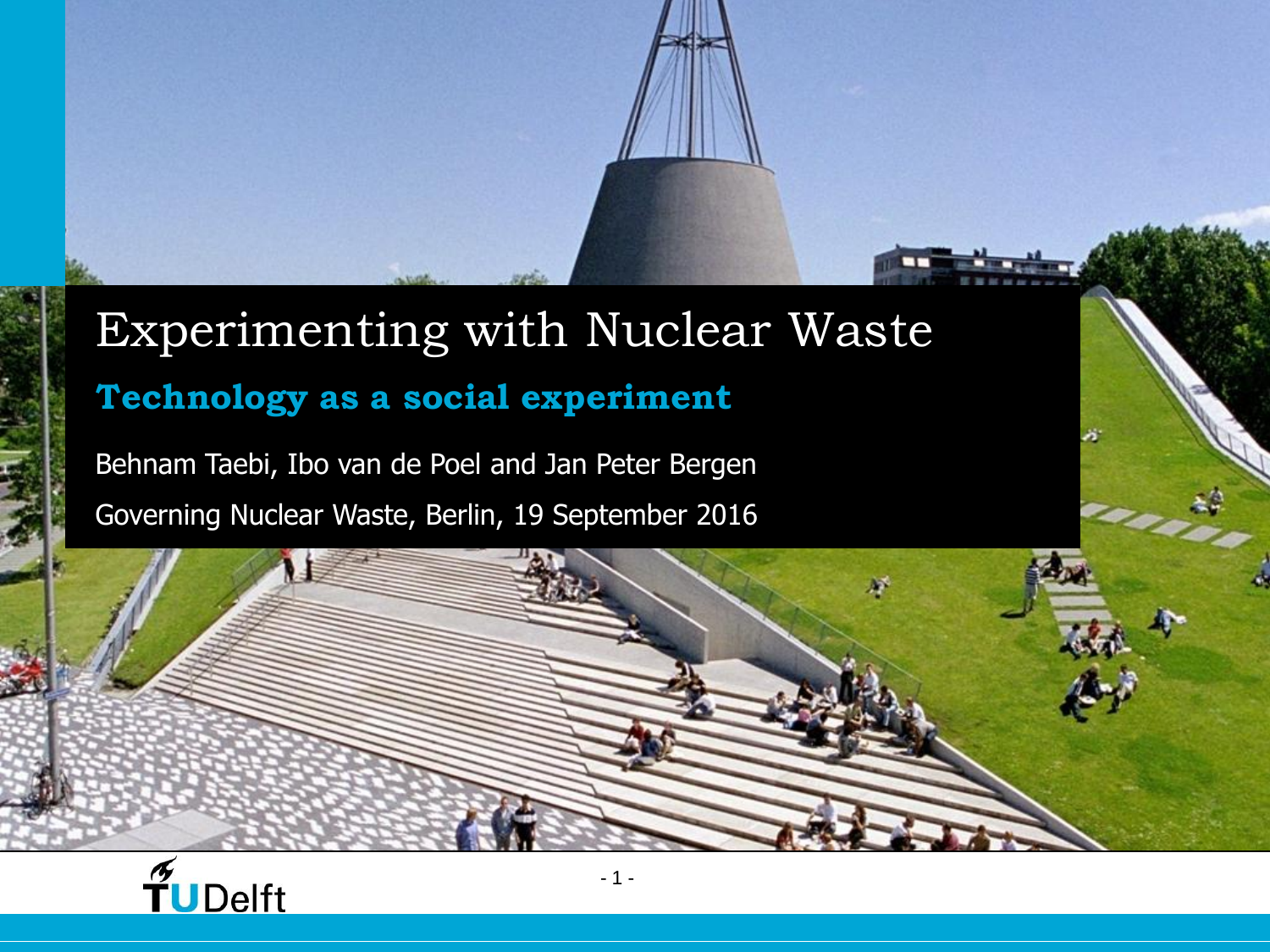# Experimenting with Nuclear Waste

## Technology as a social experiment

Behnam Taebi, Ibo van de Poel and Jan Peter Bergen

Governing Nuclear Waste, Berlin, 19 September 2016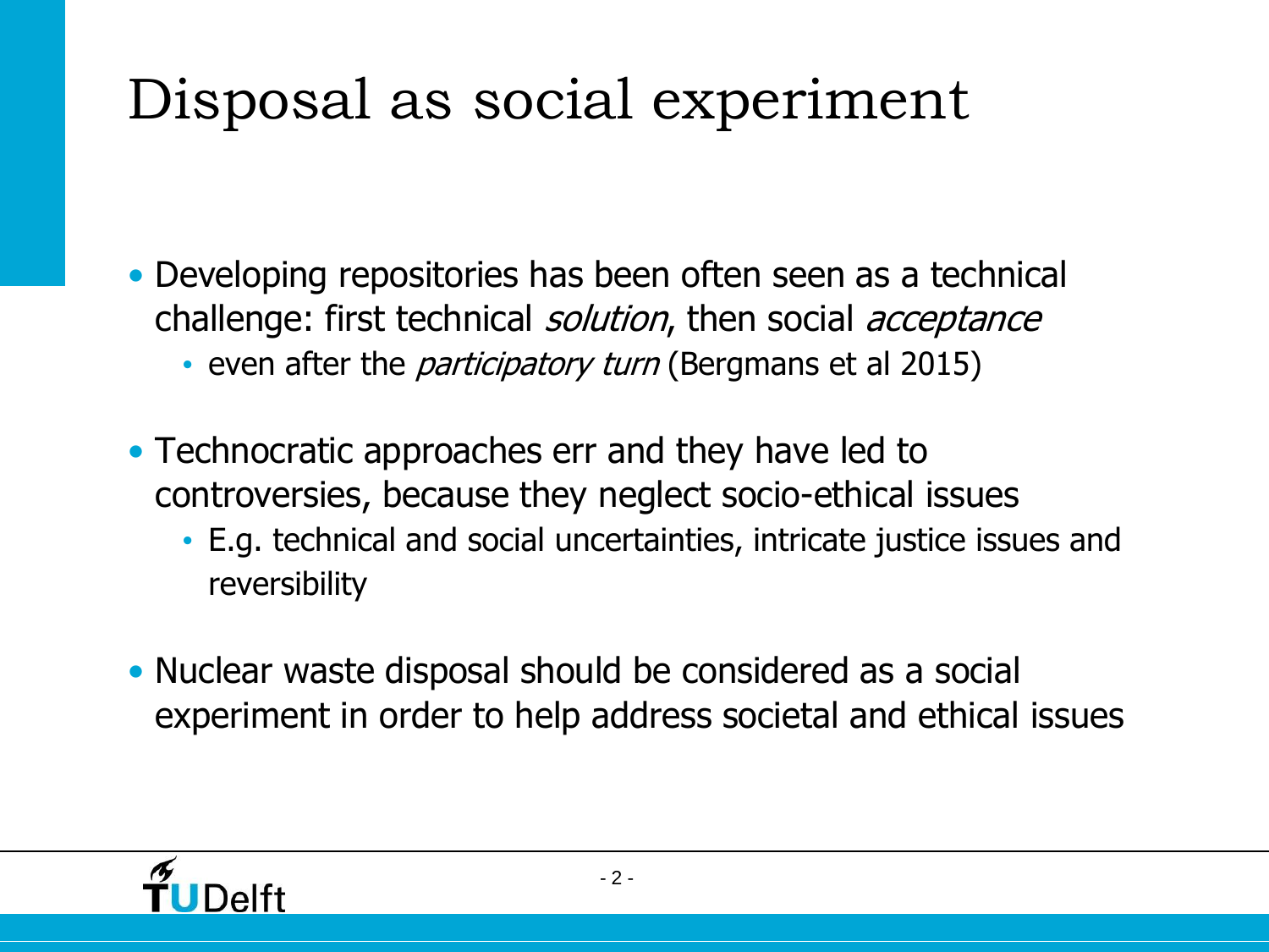# Disposal as social experiment

- Developing repositories has been often seen as a technical challenge: first technical *solution*, then social *acceptance*
  - even after the *participatory turn* (Bergmans et al 2015)
- Technocratic approaches err and they have led to controversies, because they neglect socio-ethical issues
  - E.g. technical and social uncertainties, intricate justice issues and reversibility
- Nuclear waste disposal should be considered as a social experiment in order to help address societal and ethical issues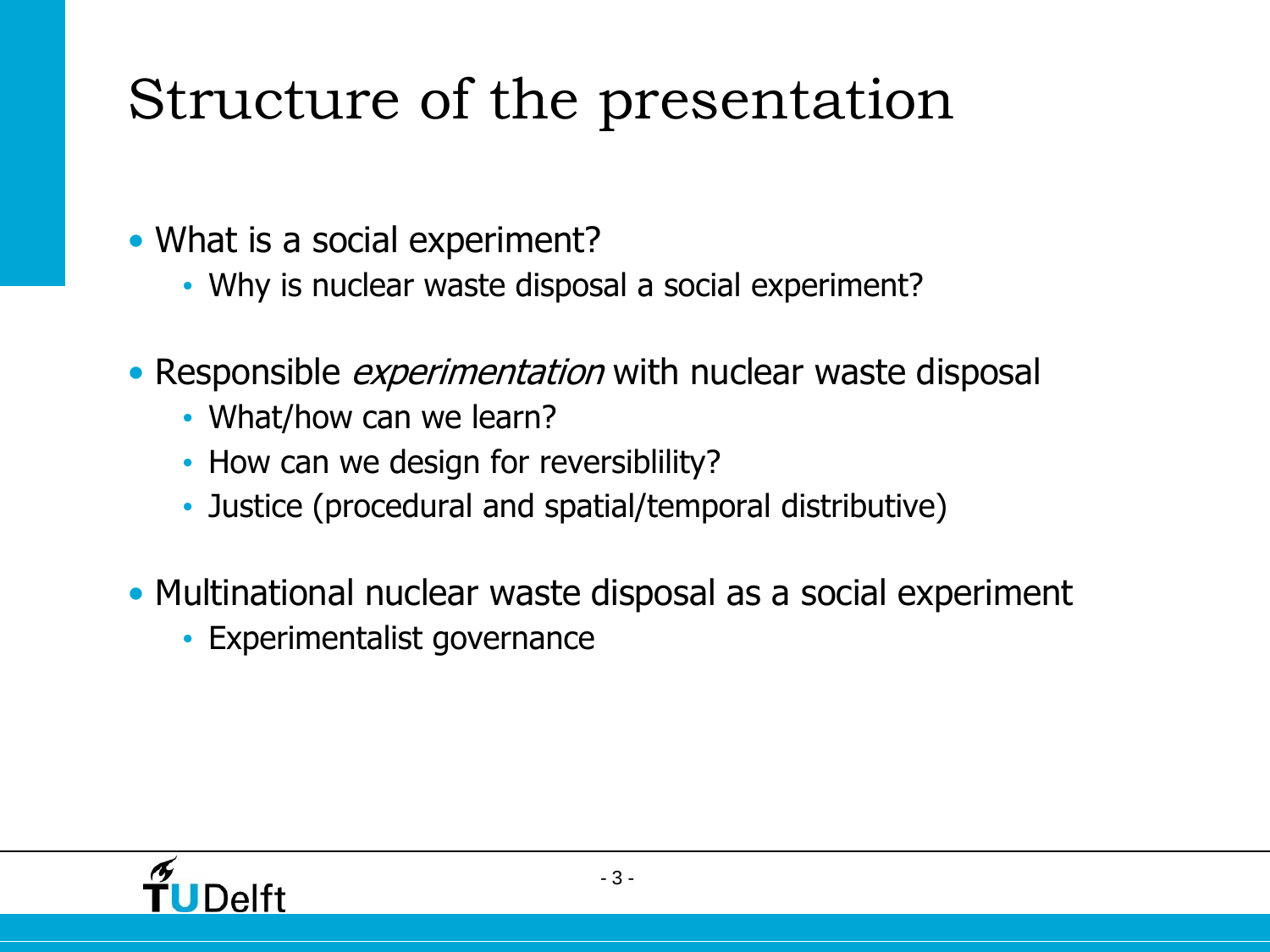# Structure of the presentation

- What is a social experiment?
    - Why is nuclear waste disposal a social experiment?
- Responsible *experimentation* with nuclear waste disposal
    - What/how can we learn?
    - How can we design for reversiblility?
    - Justice (procedural and spatial/temporal distributive)
- Multinational nuclear waste disposal as a social experiment
    - Experimentalist governance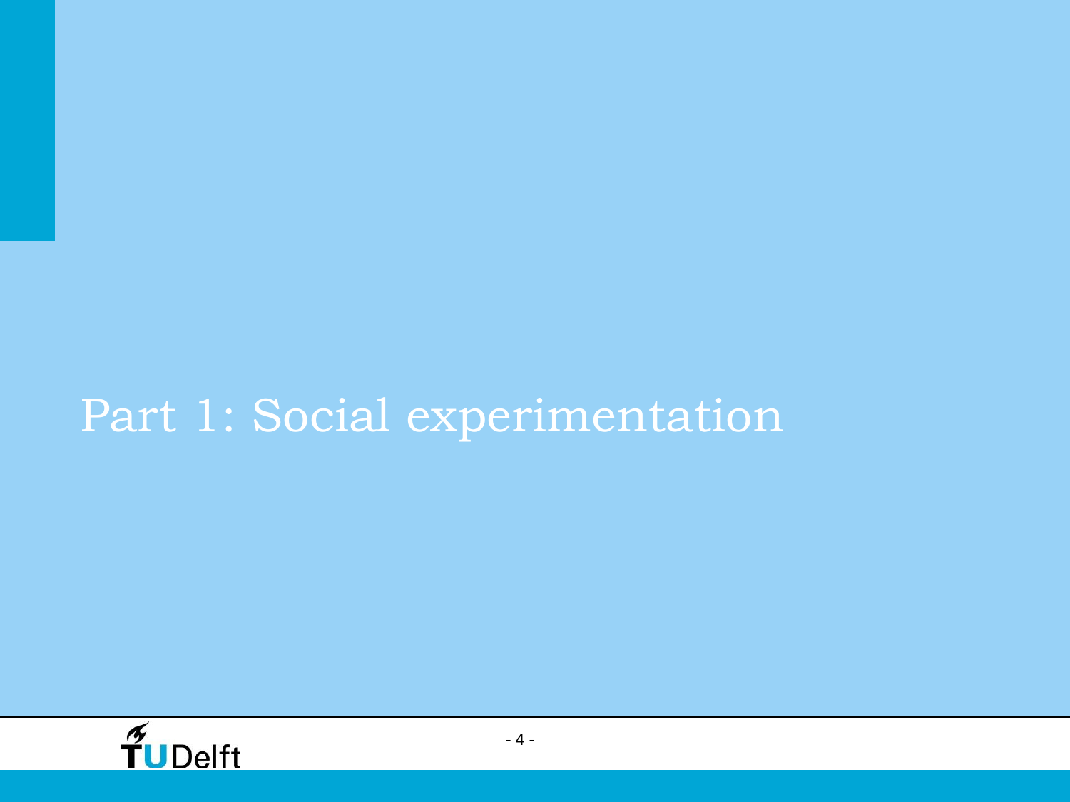# Part 1: Social experimentation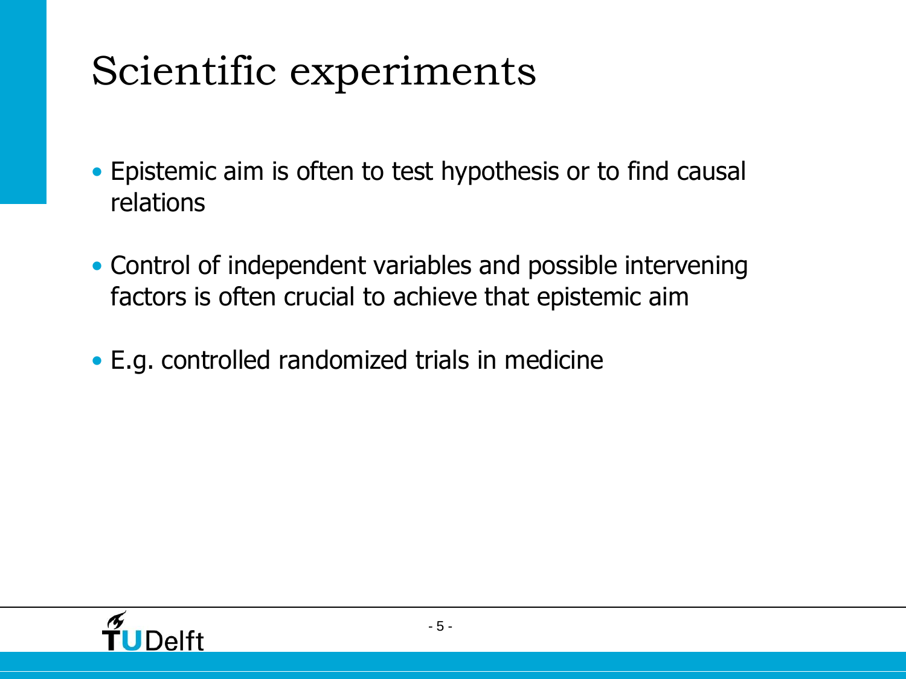# Scientific experiments

- Epistemic aim is often to test hypothesis or to find causal relations
- Control of independent variables and possible intervening factors is often crucial to achieve that epistemic aim
- E.g. controlled randomized trials in medicine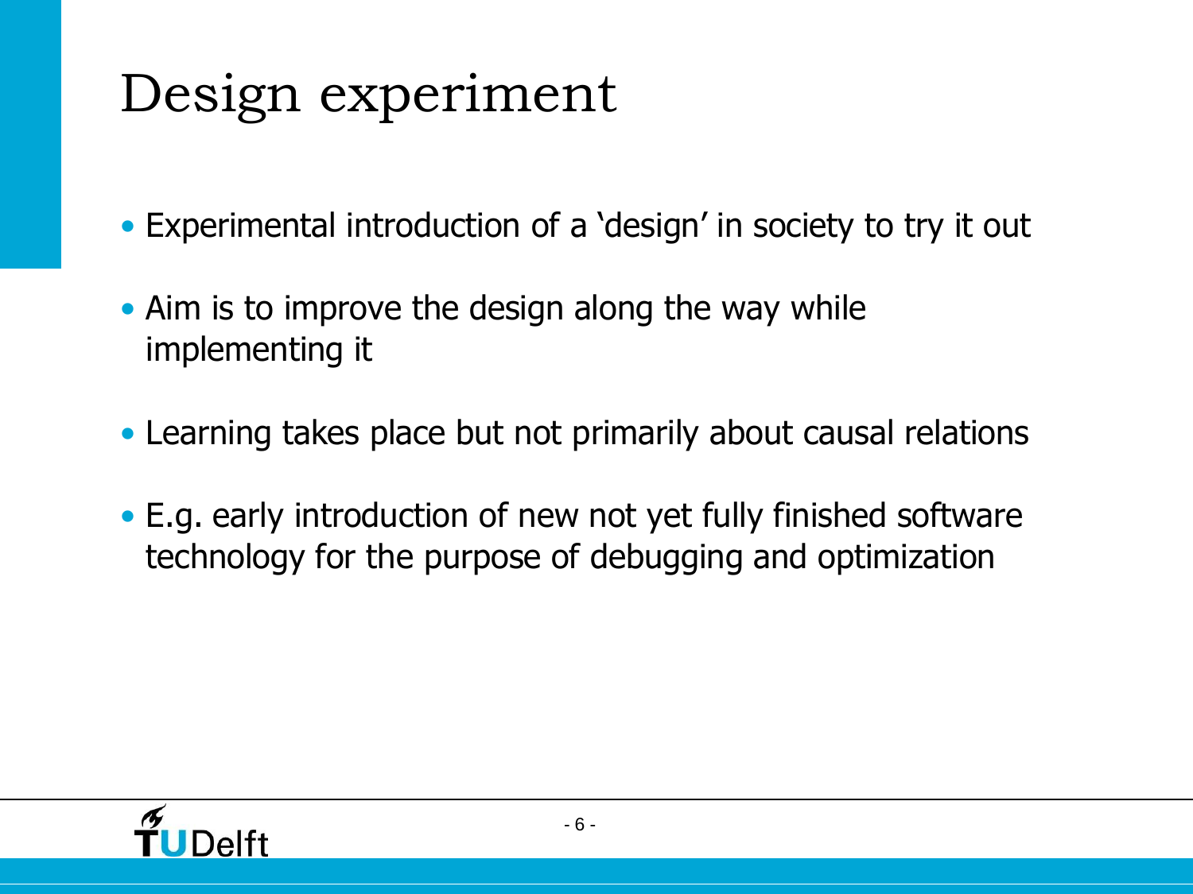# Design experiment

- Experimental introduction of a 'design' in society to try it out
- Aim is to improve the design along the way while implementing it
- Learning takes place but not primarily about causal relations
- E.g. early introduction of new not yet fully finished software technology for the purpose of debugging and optimization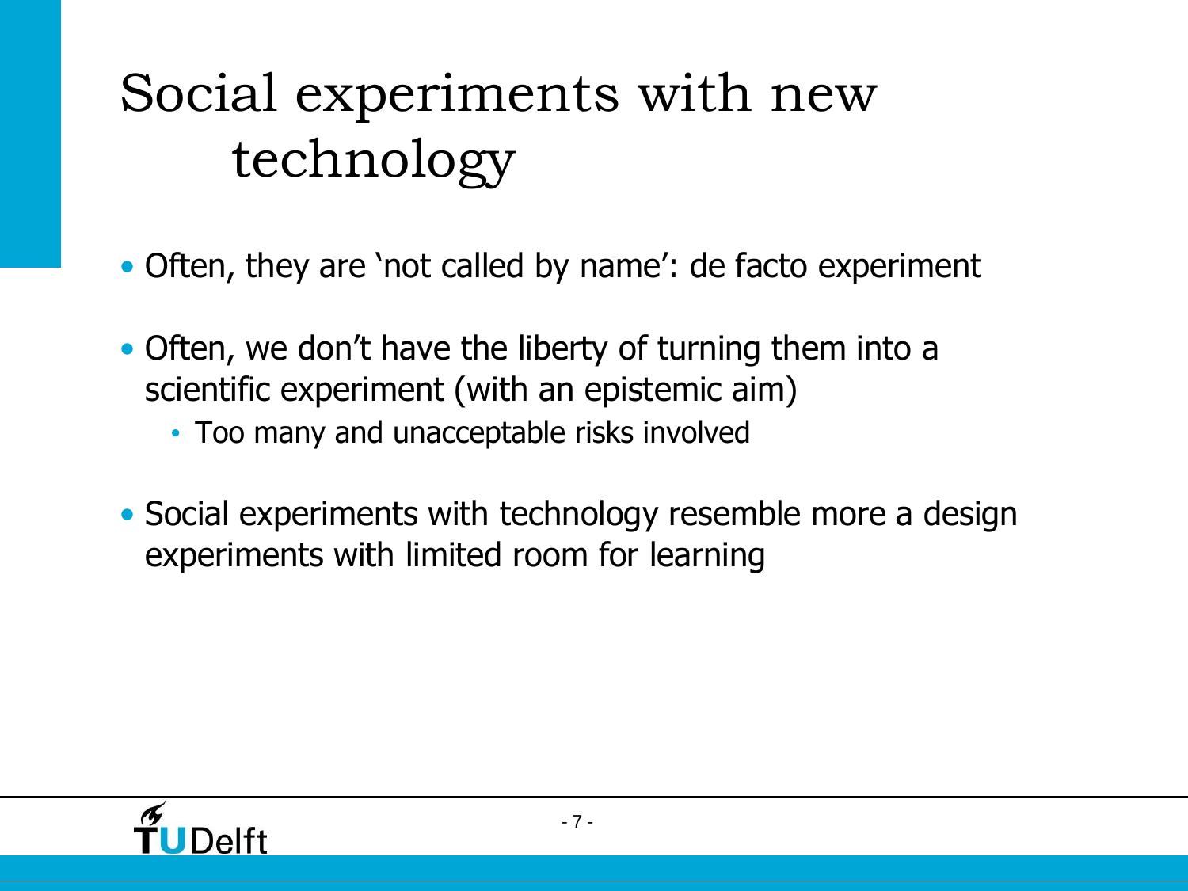# Social experiments with new technology

- Often, they are 'not called by name': de facto experiment
- Often, we don't have the liberty of turning them into a scientific experiment (with an epistemic aim)
  - Too many and unacceptable risks involved
- Social experiments with technology resemble more a design experiments with limited room for learning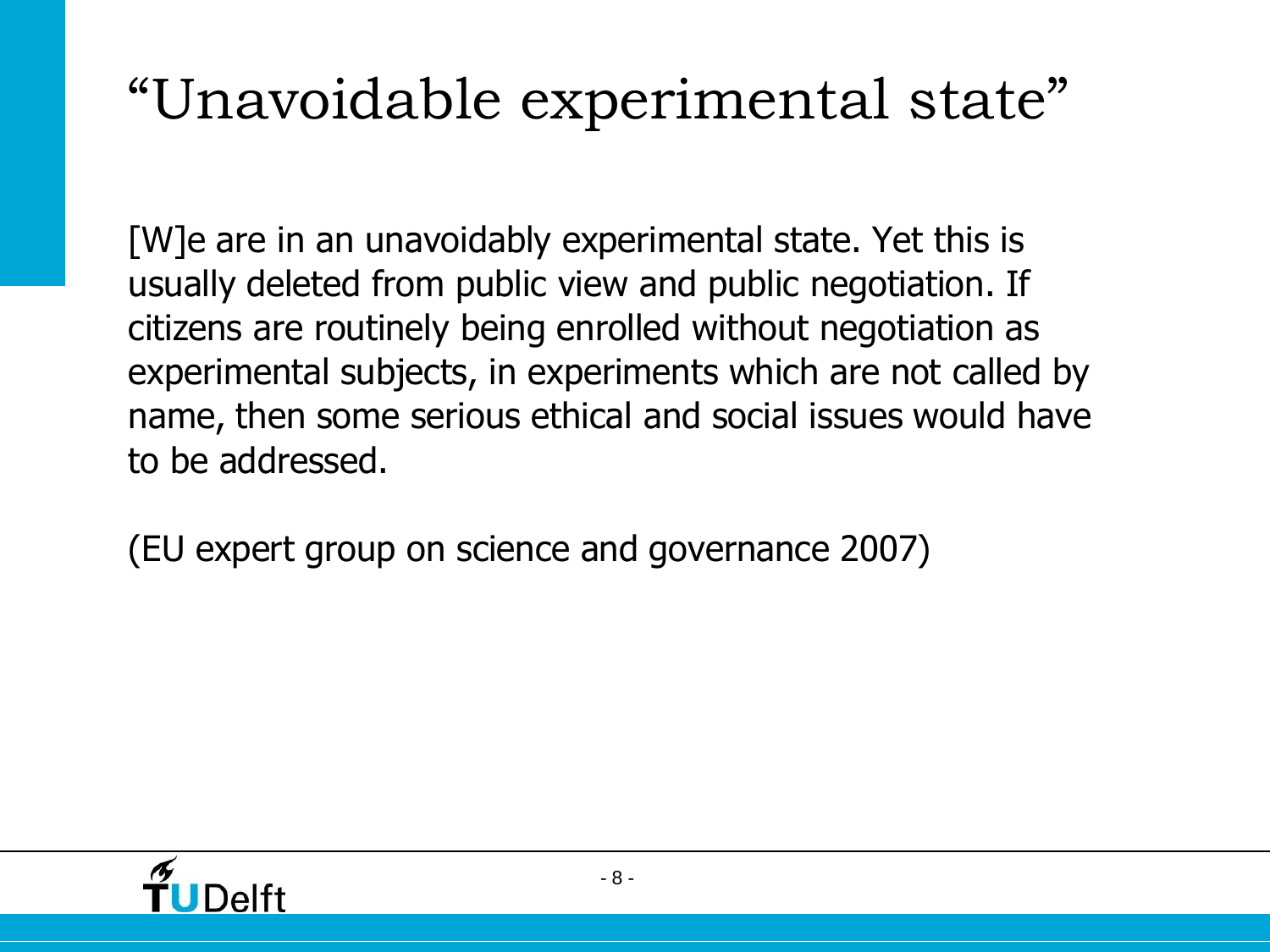# "Unavoidable experimental state"

[W]e are in an unavoidably experimental state. Yet this is usually deleted from public view and public negotiation. If citizens are routinely being enrolled without negotiation as experimental subjects, in experiments which are not called by name, then some serious ethical and social issues would have to be addressed.

(EU expert group on science and governance 2007)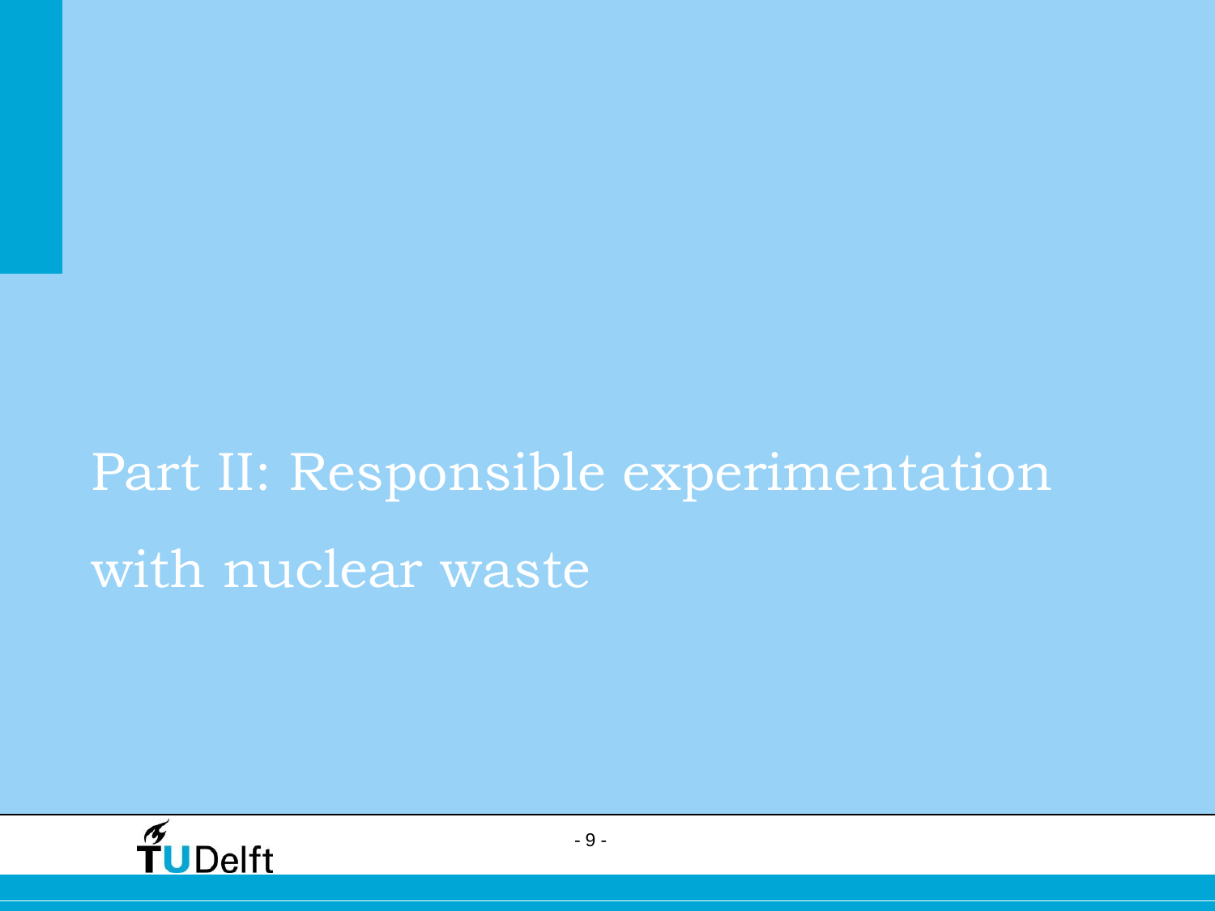# Part II: Responsible experimentation with nuclear waste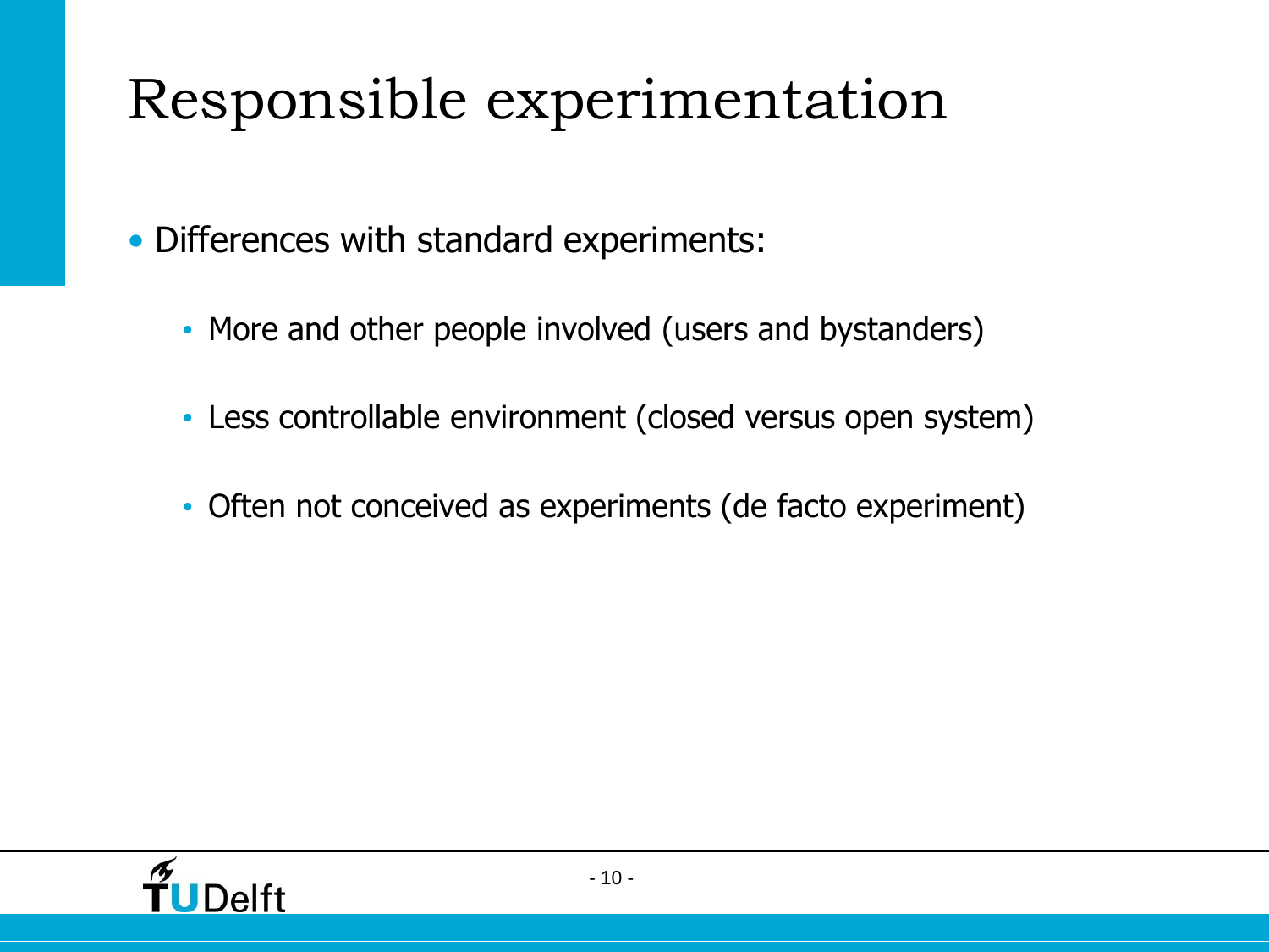# Responsible experimentation

- Differences with standard experiments:
  - More and other people involved (users and bystanders)
  - Less controllable environment (closed versus open system)
  - Often not conceived as experiments (de facto experiment)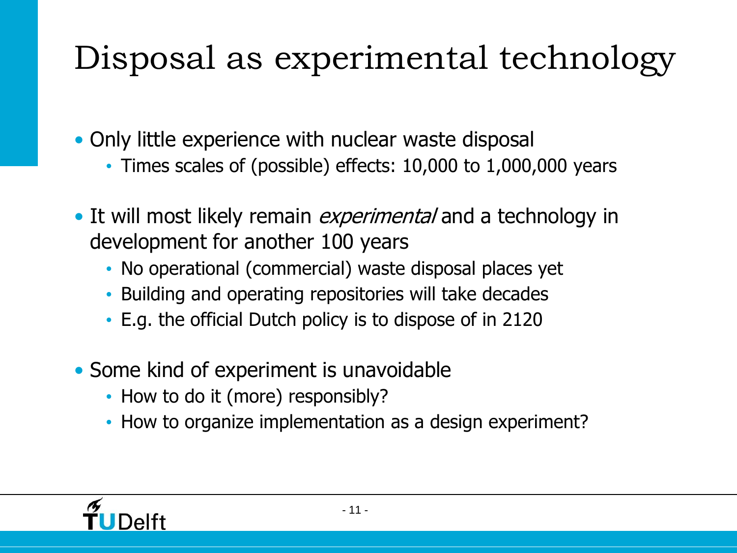# Disposal as experimental technology

- Only little experience with nuclear waste disposal
  - Times scales of (possible) effects: 10,000 to 1,000,000 years
- It will most likely remain *experimental* and a technology in development for another 100 years
  - No operational (commercial) waste disposal places yet
  - Building and operating repositories will take decades
  - E.g. the official Dutch policy is to dispose of in 2120
- Some kind of experiment is unavoidable
  - How to do it (more) responsibly?
  - How to organize implementation as a design experiment?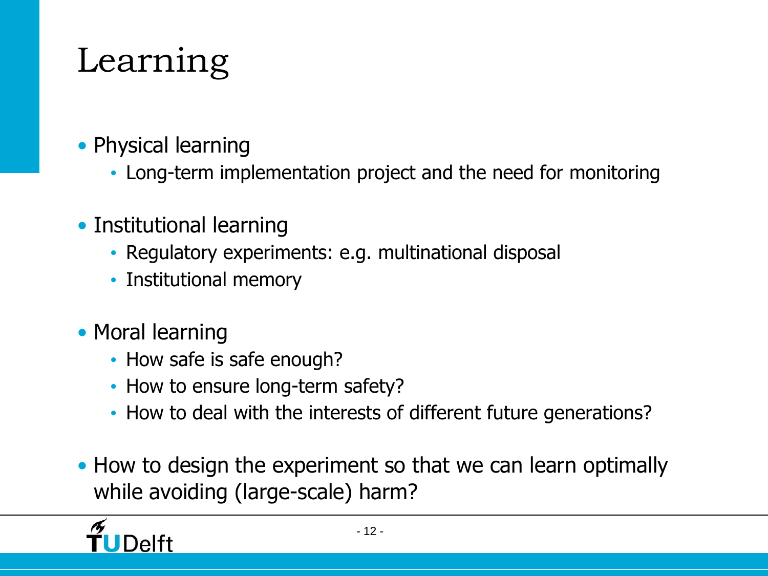# Learning

- Physical learning
  - Long-term implementation project and the need for monitoring
- Institutional learning
  - Regulatory experiments: e.g. multinational disposal
  - Institutional memory
- Moral learning
  - How safe is safe enough?
  - How to ensure long-term safety?
  - How to deal with the interests of different future generations?
- How to design the experiment so that we can learn optimally while avoiding (large-scale) harm?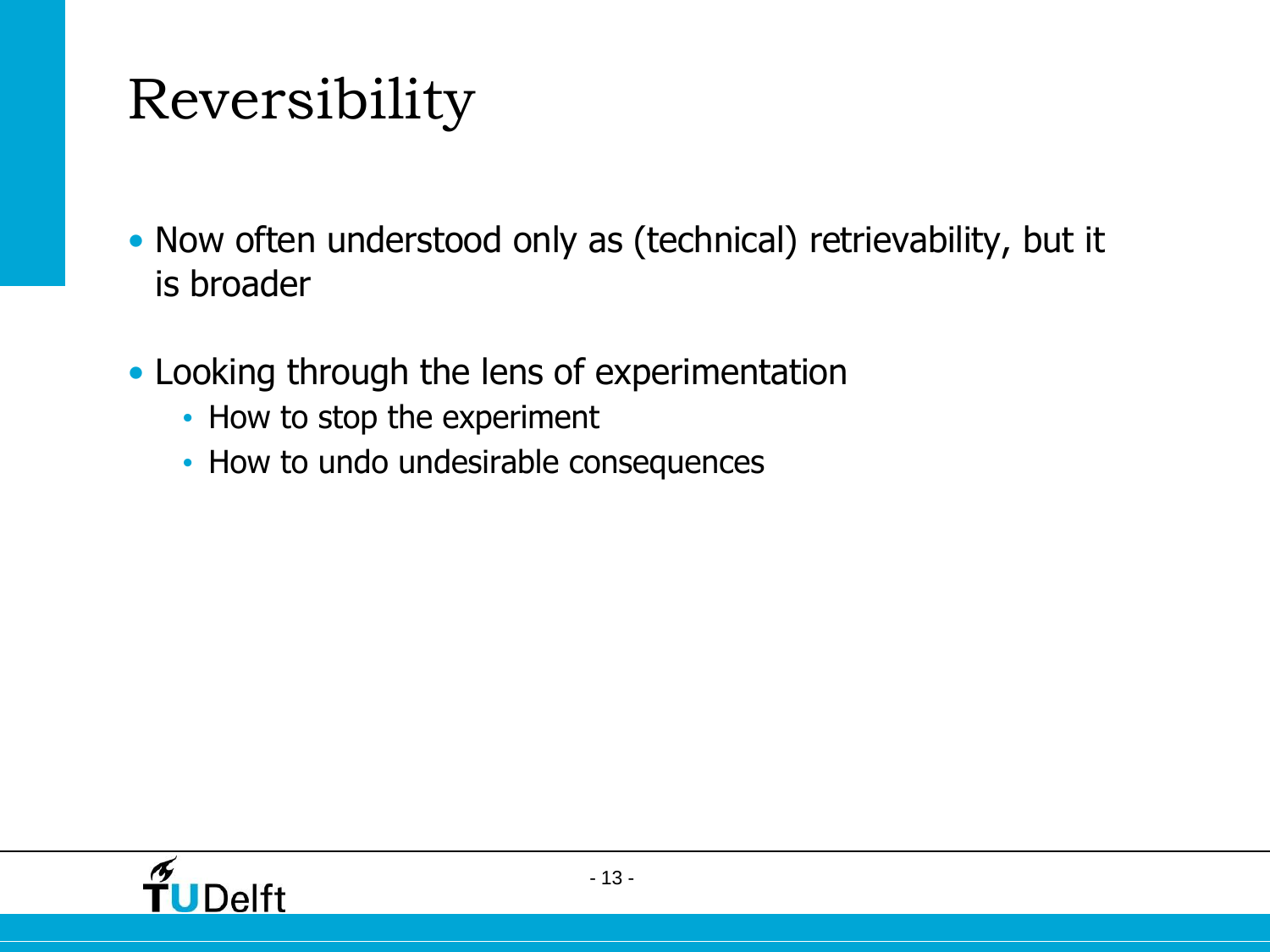# Reversibility

- Now often understood only as (technical) retrievability, but it is broader
- Looking through the lens of experimentation
  - How to stop the experiment
  - How to undo undesirable consequences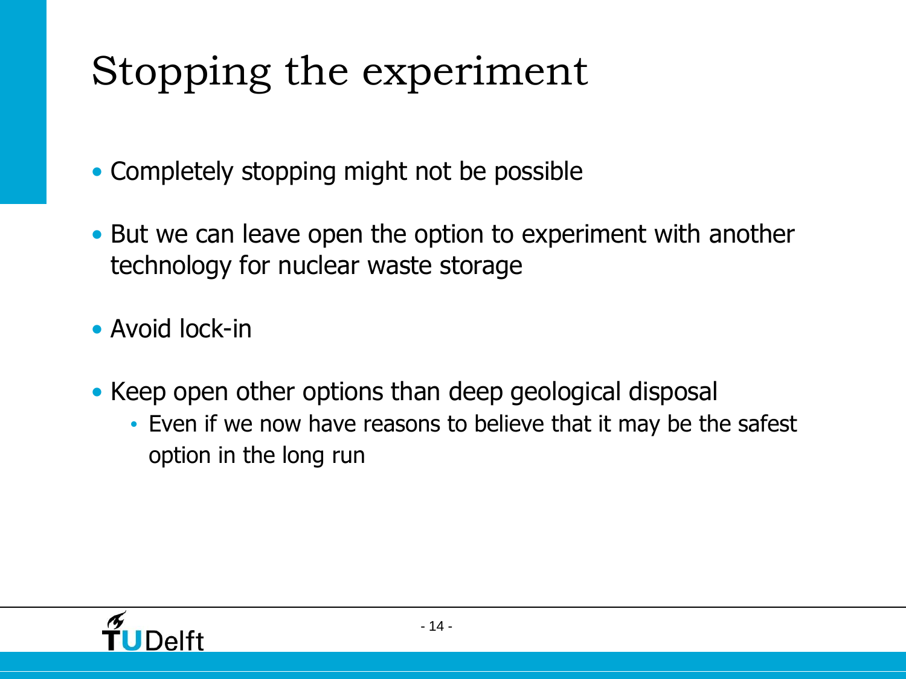# Stopping the experiment

- Completely stopping might not be possible
- But we can leave open the option to experiment with another technology for nuclear waste storage
- Avoid lock-in
- Keep open other options than deep geological disposal
  - Even if we now have reasons to believe that it may be the safest option in the long run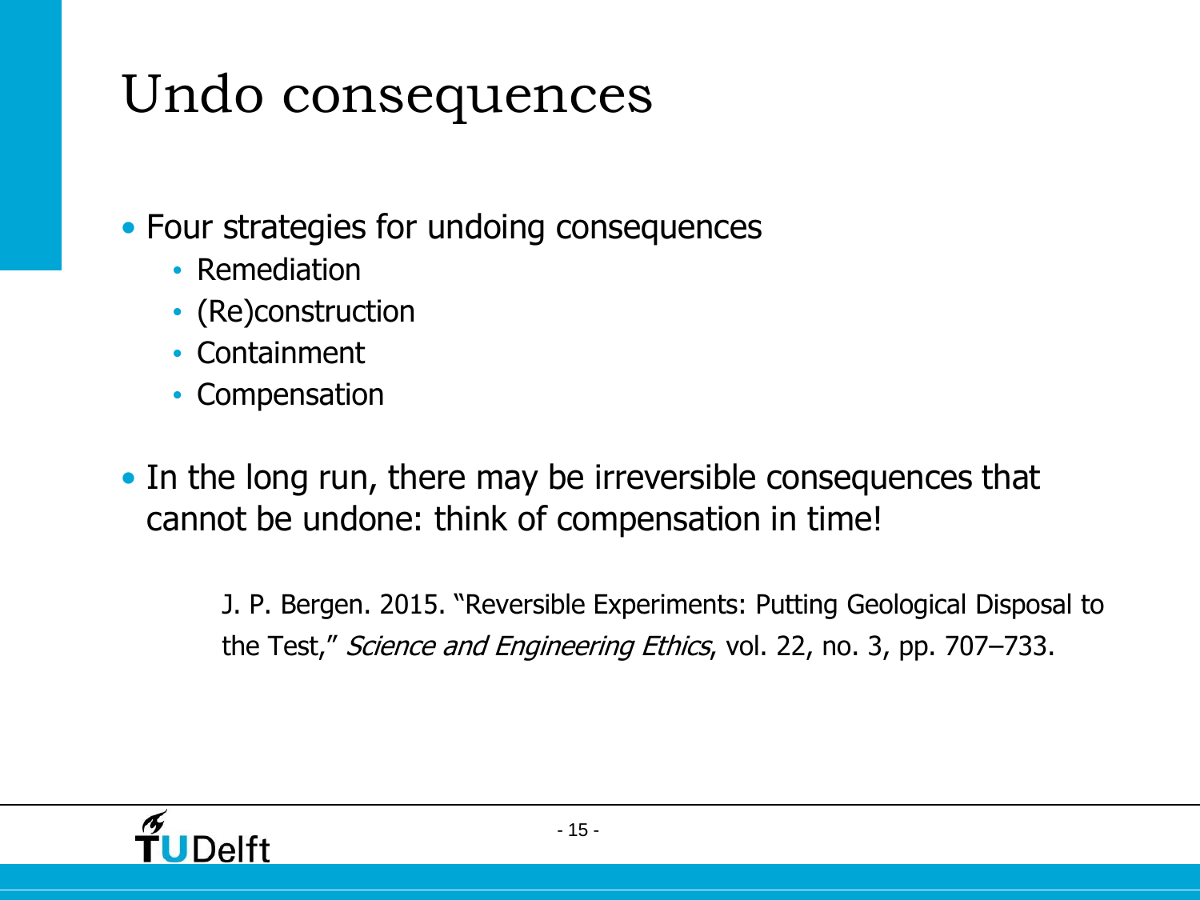# Undo consequences

- Four strategies for undoing consequences
  - Remediation
  - (Re)construction
  - Containment
  - Compensation

- In the long run, there may be irreversible consequences that cannot be undone: think of compensation in time!

J. P. Bergen. 2015. "Reversible Experiments: Putting Geological Disposal to the Test," *Science and Engineering Ethics*, vol. 22, no. 3, pp. 707–733.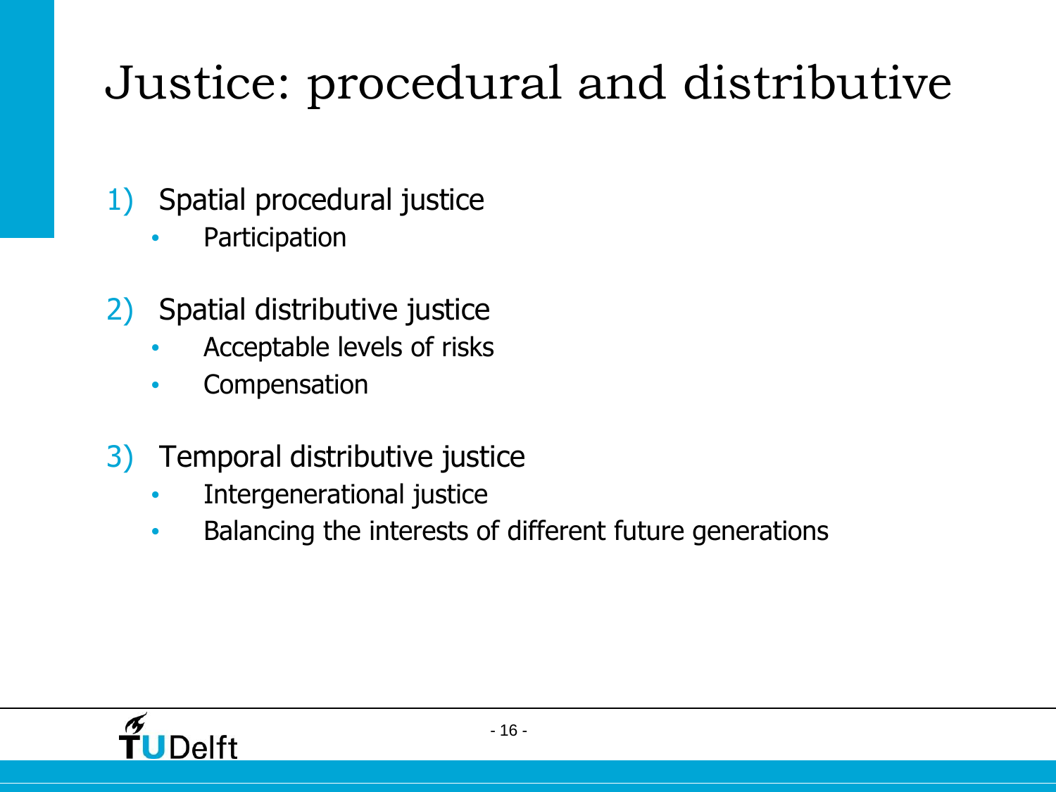# Justice: procedural and distributive

1) Spatial procedural justice
   - Participation

2) Spatial distributive justice
   - Acceptable levels of risks
   - Compensation

3) Temporal distributive justice
   - Intergenerational justice
   - Balancing the interests of different future generations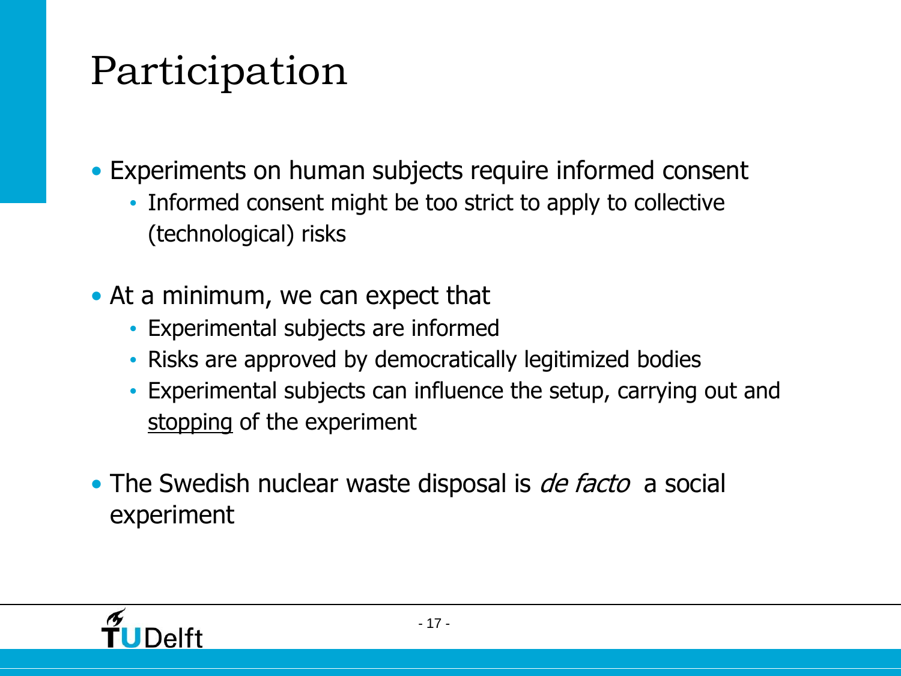# Participation

- Experiments on human subjects require informed consent
  - Informed consent might be too strict to apply to collective (technological) risks

- At a minimum, we can expect that
  - Experimental subjects are informed
  - Risks are approved by democratically legitimized bodies
  - Experimental subjects can influence the setup, carrying out and <u>stopping</u> of the experiment

- The Swedish nuclear waste disposal is *de facto* a social experiment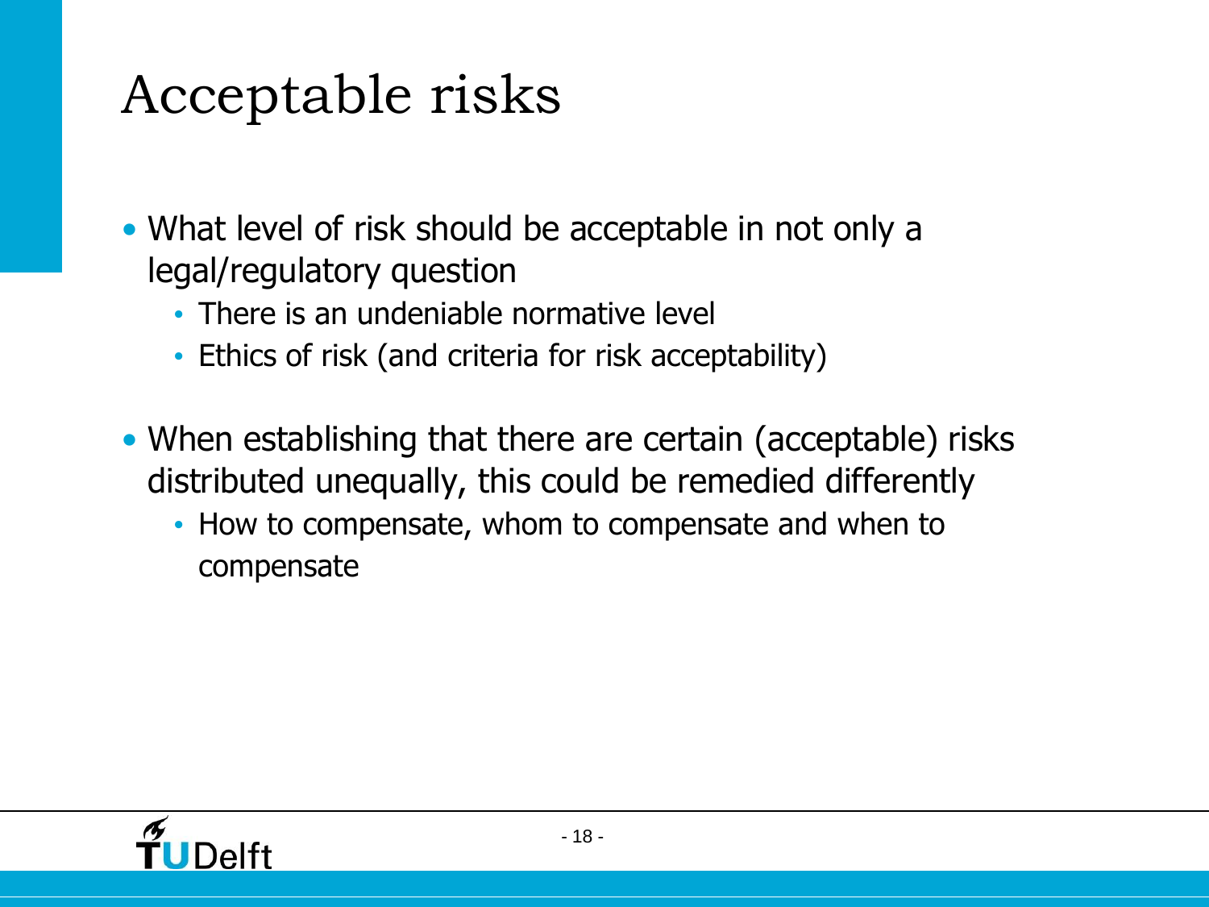# Acceptable risks

- What level of risk should be acceptable in not only a legal/regulatory question
  - There is an undeniable normative level
  - Ethics of risk (and criteria for risk acceptability)

- When establishing that there are certain (acceptable) risks distributed unequally, this could be remedied differently
  - How to compensate, whom to compensate and when to compensate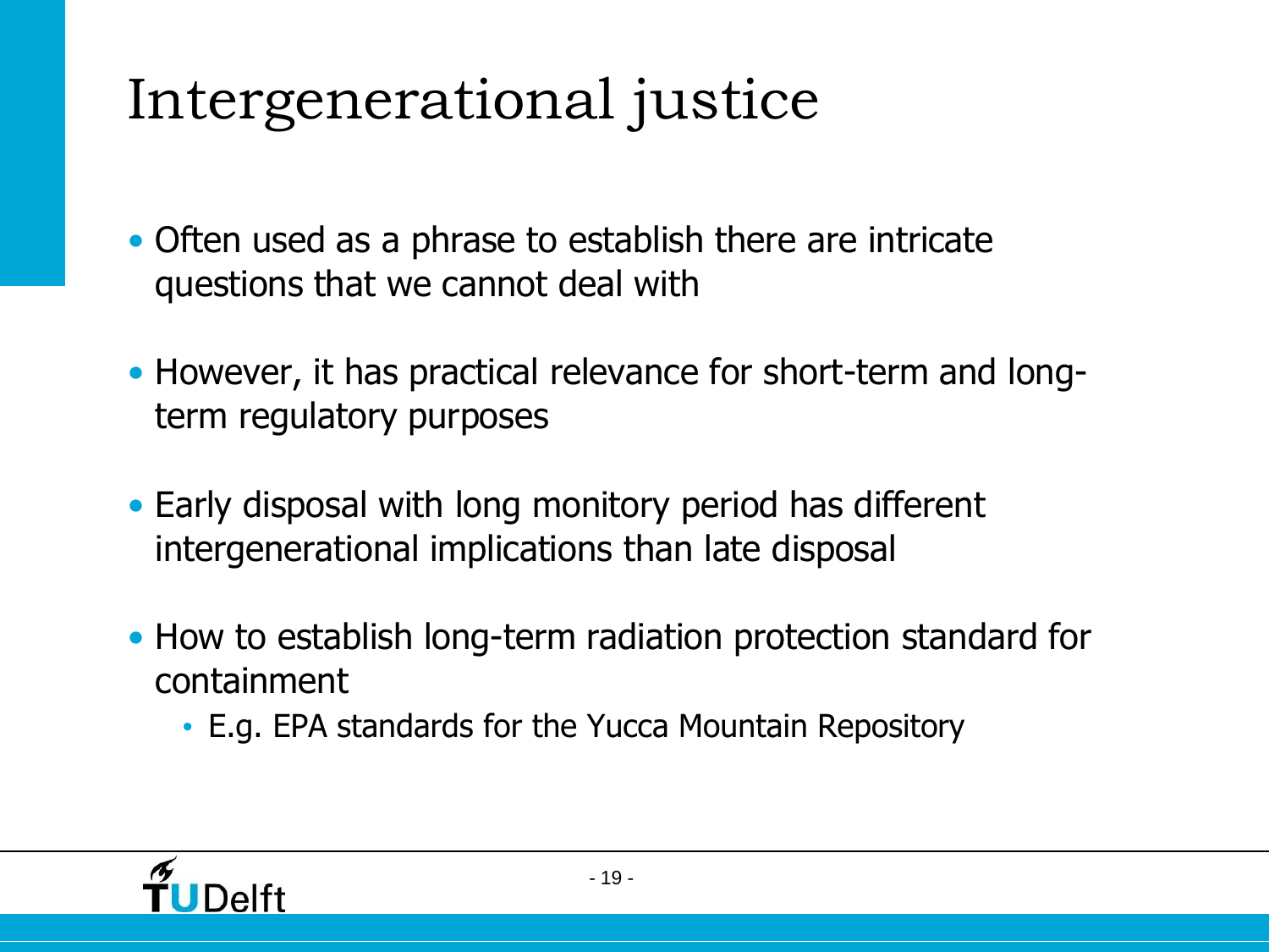# Intergenerational justice

- Often used as a phrase to establish there are intricate questions that we cannot deal with
- However, it has practical relevance for short-term and long-term regulatory purposes
- Early disposal with long monitory period has different intergenerational implications than late disposal
- How to establish long-term radiation protection standard for containment
  - E.g. EPA standards for the Yucca Mountain Repository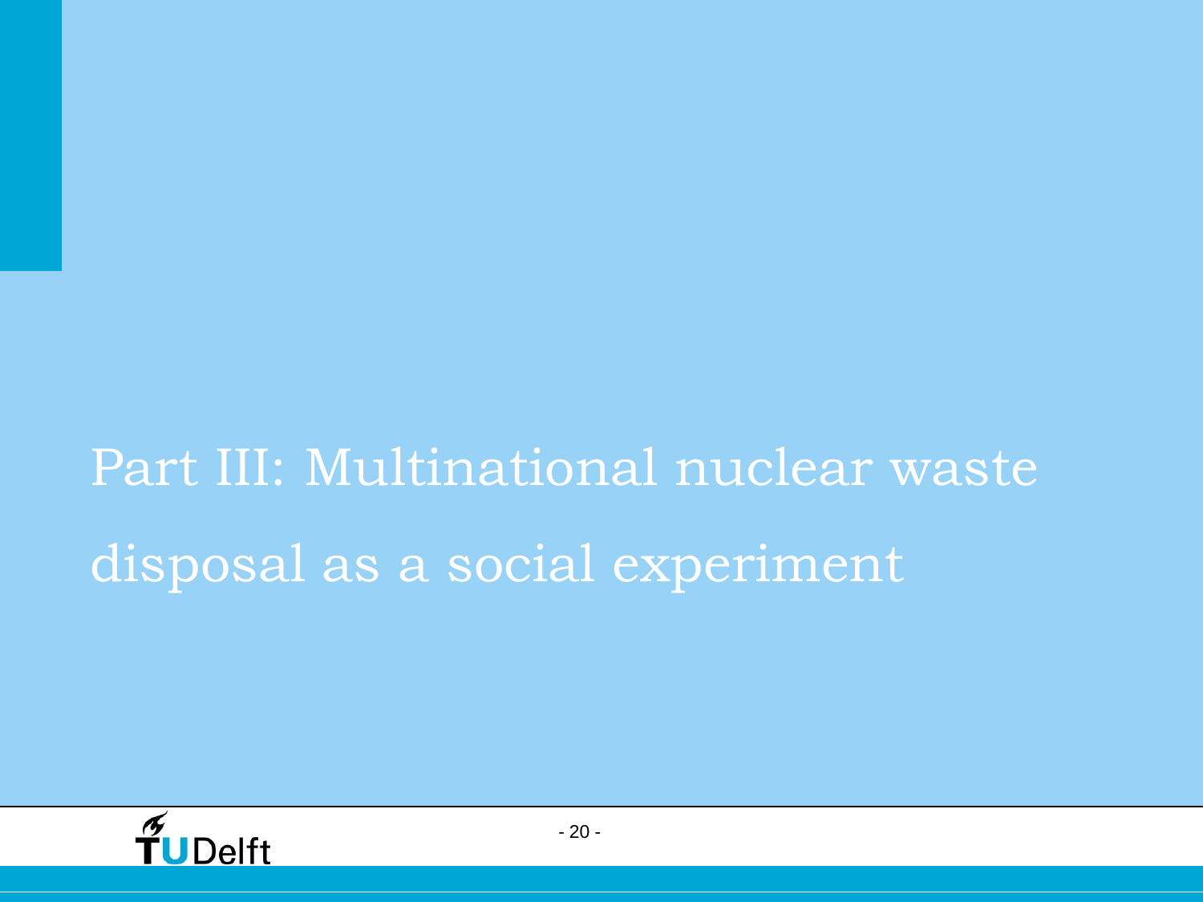# Part III: Multinational nuclear waste disposal as a social experiment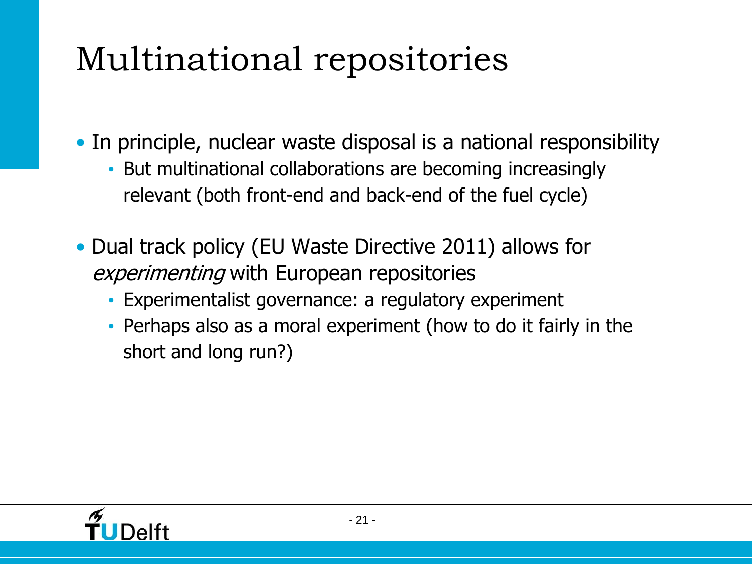# Multinational repositories

- In principle, nuclear waste disposal is a national responsibility
  - But multinational collaborations are becoming increasingly relevant (both front-end and back-end of the fuel cycle)

- Dual track policy (EU Waste Directive 2011) allows for *experimenting* with European repositories
  - Experimentalist governance: a regulatory experiment
  - Perhaps also as a moral experiment (how to do it fairly in the short and long run?)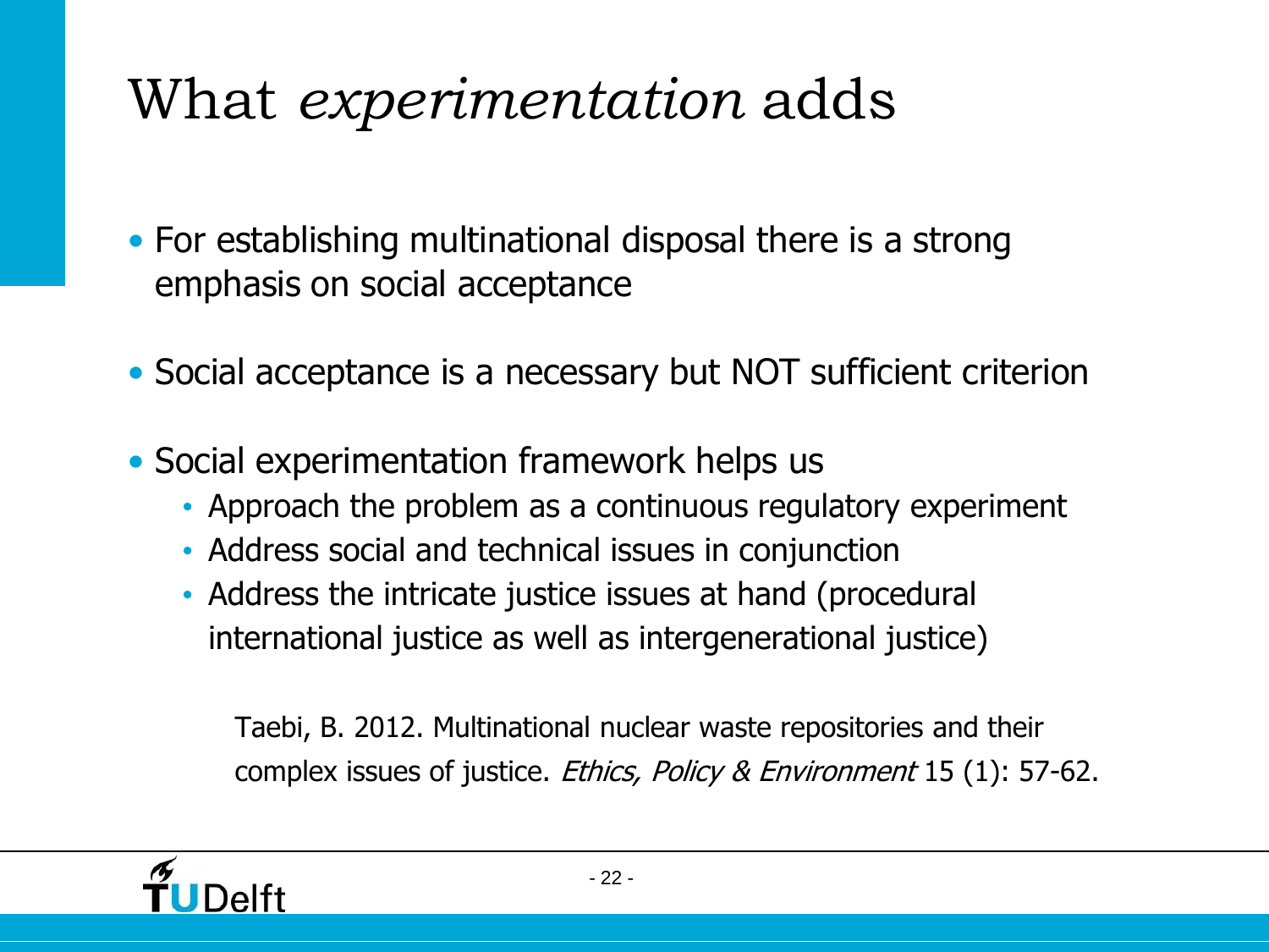# What *experimentation* adds

- For establishing multinational disposal there is a strong emphasis on social acceptance
- Social acceptance is a necessary but NOT sufficient criterion
- Social experimentation framework helps us
  - Approach the problem as a continuous regulatory experiment
  - Address social and technical issues in conjunction
  - Address the intricate justice issues at hand (procedural international justice as well as intergenerational justice)

Taebi, B. 2012. Multinational nuclear waste repositories and their complex issues of justice. *Ethics, Policy & Environment* 15 (1): 57-62.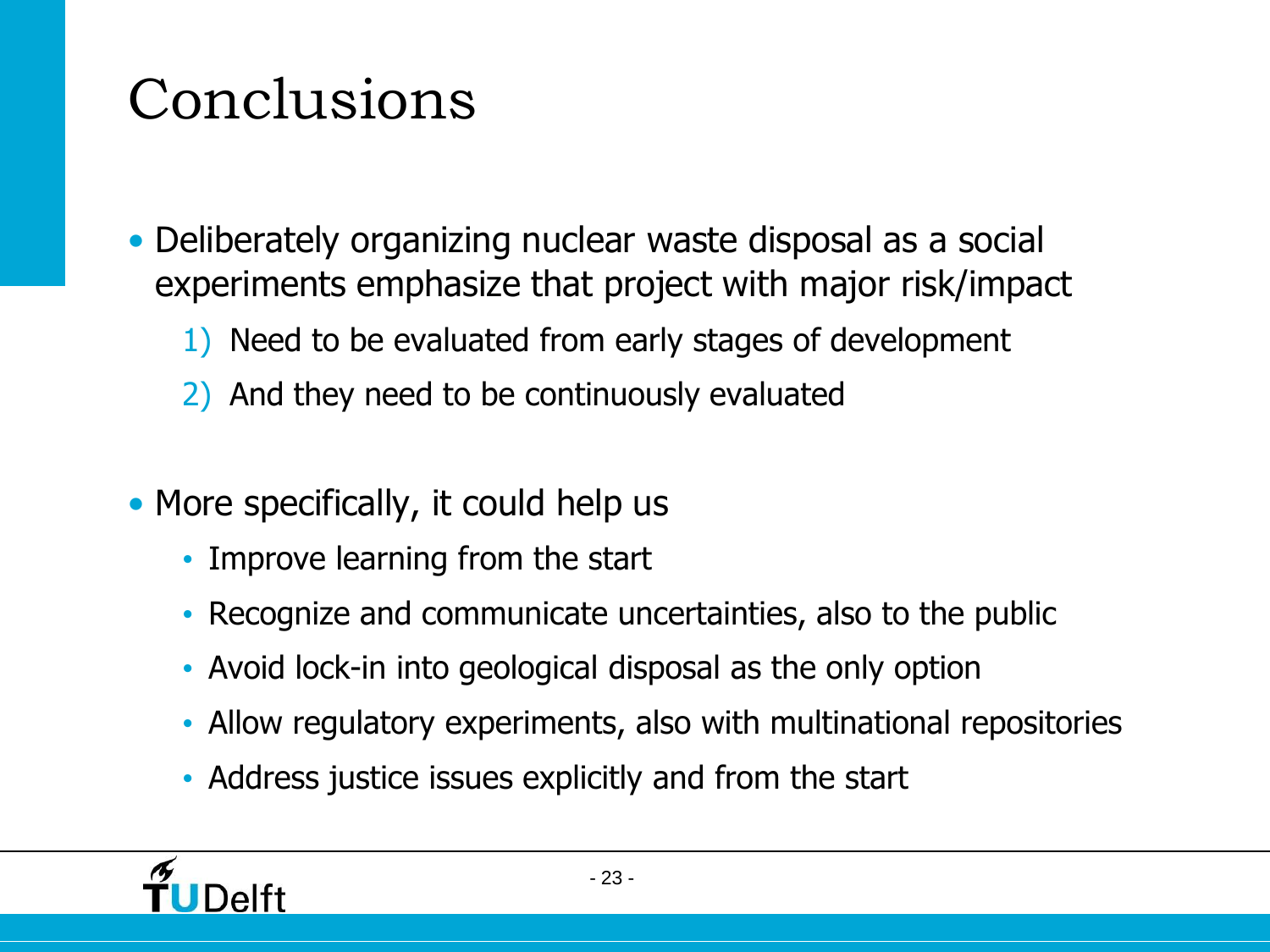# Conclusions

- Deliberately organizing nuclear waste disposal as a social experiments emphasize that project with major risk/impact
   1) Need to be evaluated from early stages of development
   2) And they need to be continuously evaluated

- More specifically, it could help us
   - Improve learning from the start
   - Recognize and communicate uncertainties, also to the public
   - Avoid lock-in into geological disposal as the only option
   - Allow regulatory experiments, also with multinational repositories
   - Address justice issues explicitly and from the start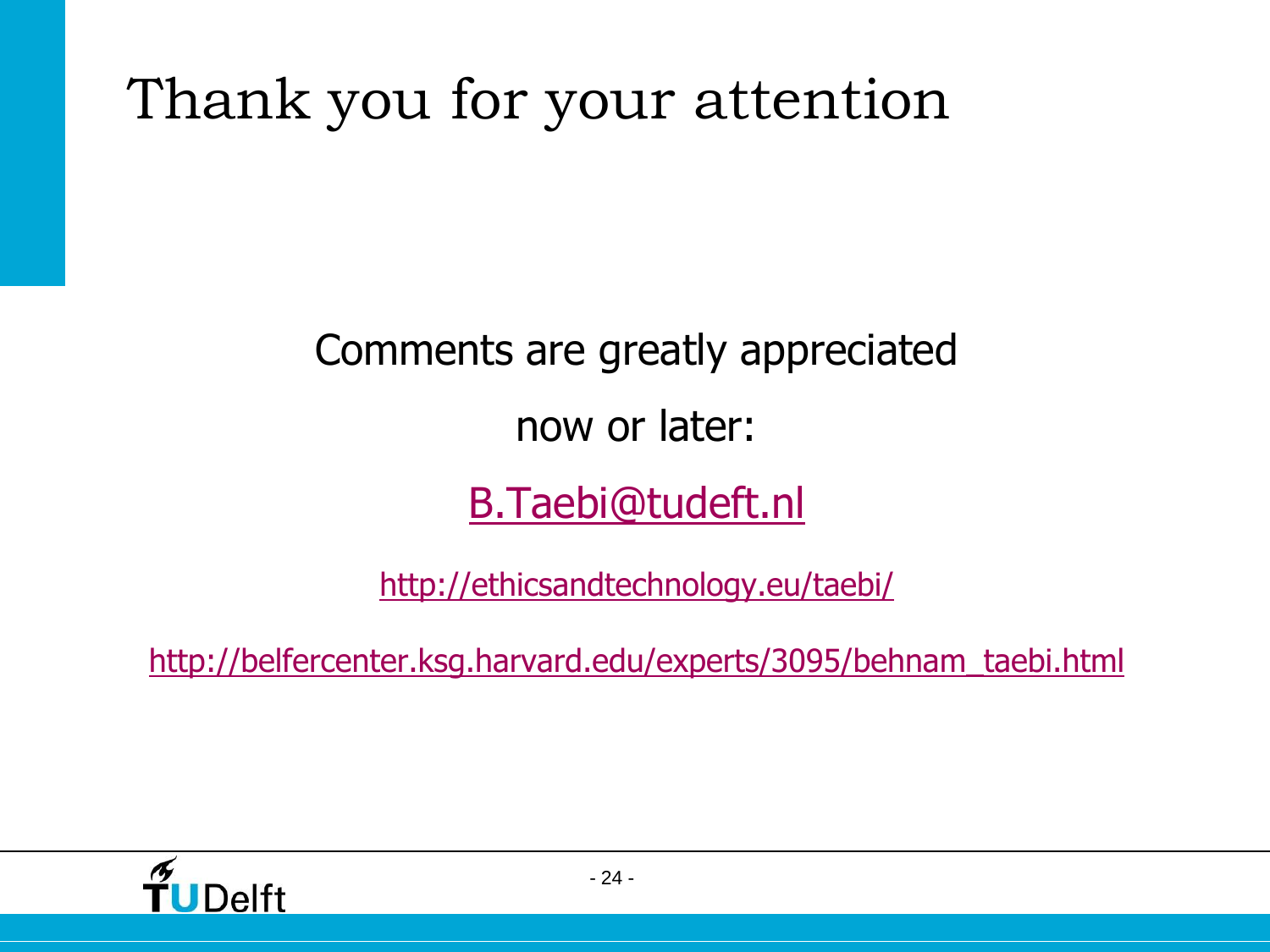# Thank you for your attention

Comments are greatly appreciated

now or later:

B.Taebi@tudeft.nl

http://ethicsandtechnology.eu/taebi/

http://belfercenter.ksg.harvard.edu/experts/3095/behnam_taebi.html